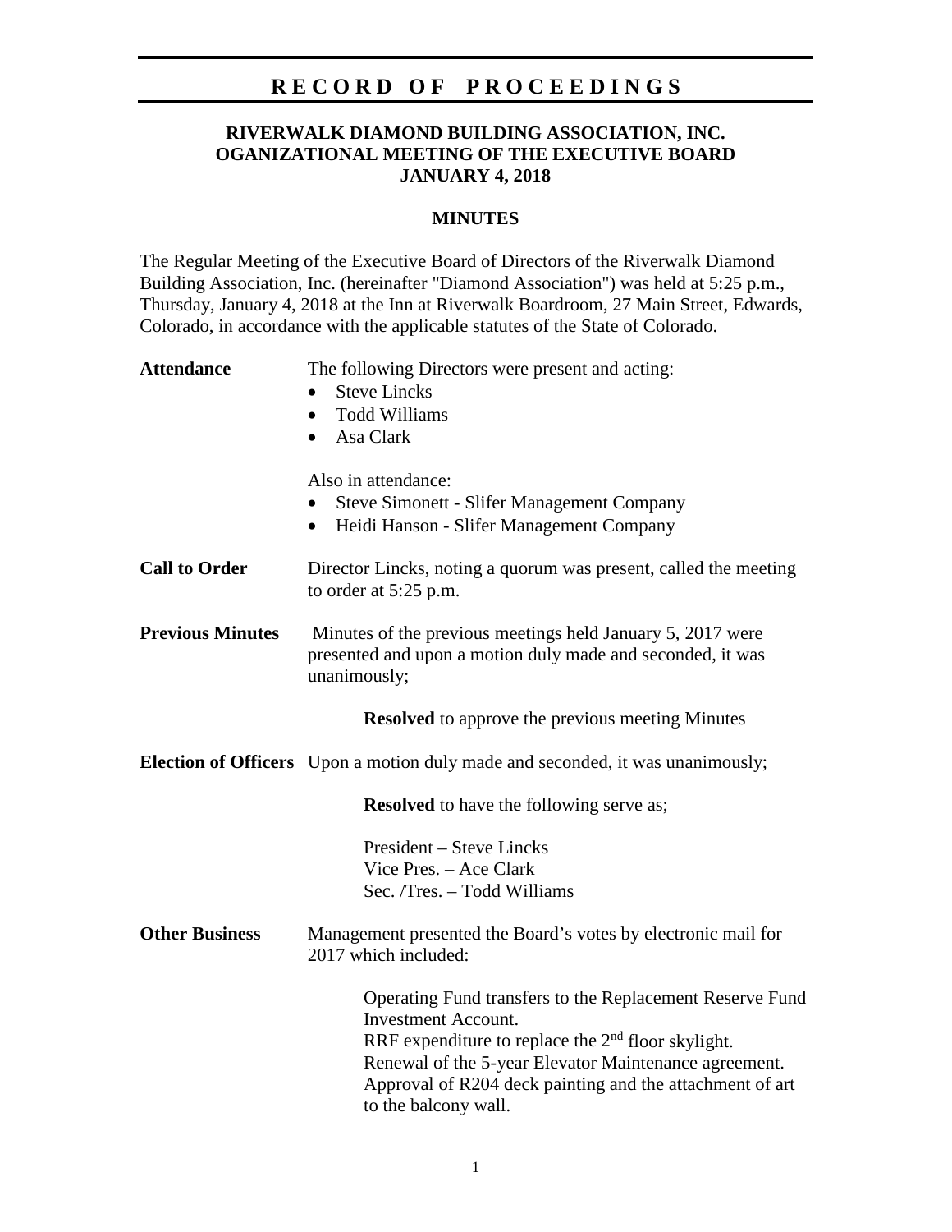# RECORD OF PROCEEDINGS

**RIVERWALK DIAMOND BUILDING ASSOCIATION, INC.**
**OGANIZATIONAL MEETING OF THE EXECUTIVE BOARD**
**JANUARY 4, 2018**

## MINUTES

The Regular Meeting of the Executive Board of Directors of the Riverwalk Diamond Building Association, Inc. (hereinafter "Diamond Association") was held at 5:25 p.m., Thursday, January 4, 2018 at the Inn at Riverwalk Boardroom, 27 Main Street, Edwards, Colorado, in accordance with the applicable statutes of the State of Colorado.

**Attendance**

The following Directors were present and acting:

- Steve Lincks
- Todd Williams
- Asa Clark

Also in attendance:

- Steve Simonett - Slifer Management Company
- Heidi Hanson - Slifer Management Company

**Call to Order**

Director Lincks, noting a quorum was present, called the meeting to order at 5:25 p.m.

**Previous Minutes**

Minutes of the previous meetings held January 5, 2017 were presented and upon a motion duly made and seconded, it was unanimously;

**Resolved** to approve the previous meeting Minutes

**Election of Officers**

Upon a motion duly made and seconded, it was unanimously;

**Resolved** to have the following serve as;

President – Steve Lincks
Vice Pres. – Ace Clark
Sec. /Tres. – Todd Williams

**Other Business**

Management presented the Board's votes by electronic mail for 2017 which included:

Operating Fund transfers to the Replacement Reserve Fund Investment Account.
RRF expenditure to replace the 2nd floor skylight.
Renewal of the 5-year Elevator Maintenance agreement.
Approval of R204 deck painting and the attachment of art to the balcony wall.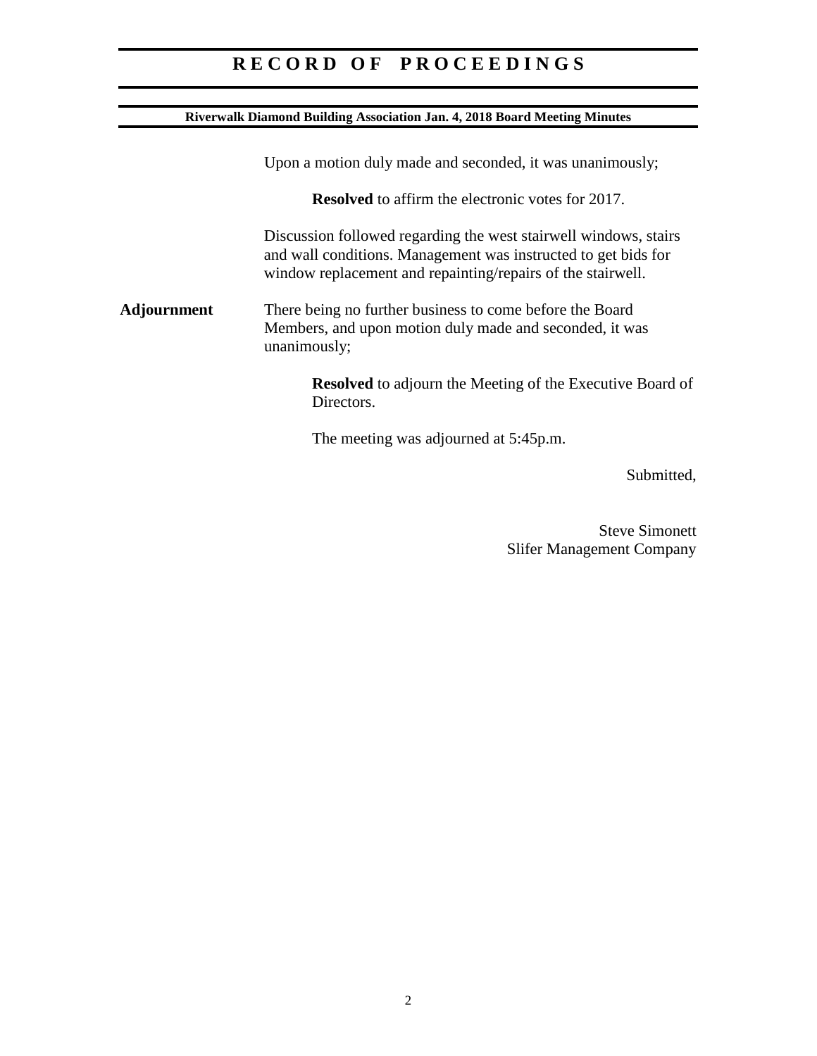Upon a motion duly made and seconded, it was unanimously;

**Resolved** to affirm the electronic votes for 2017.

Discussion followed regarding the west stairwell windows, stairs and wall conditions. Management was instructed to get bids for window replacement and repainting/repairs of the stairwell.

**Adjournment**

There being no further business to come before the Board Members, and upon motion duly made and seconded, it was unanimously;

**Resolved** to adjourn the Meeting of the Executive Board of Directors.

The meeting was adjourned at 5:45p.m.

Submitted,

Steve Simonett
Slifer Management Company